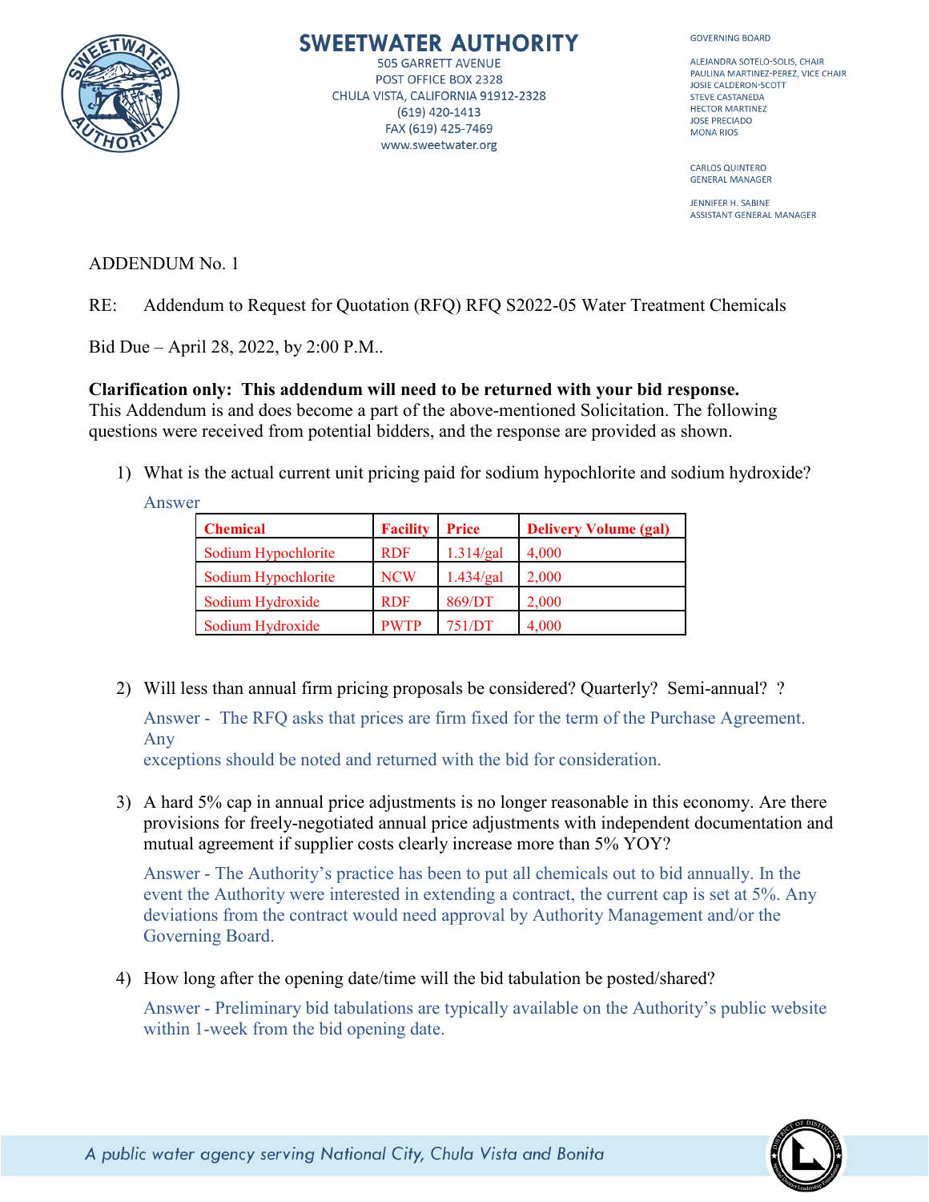# SWEETWATER AUTHORITY

505 GARRETT AVENUE
POST OFFICE BOX 2328
CHULA VISTA, CALIFORNIA 91912-2328
(619) 420-1413
FAX (619) 425-7469
www.sweetwater.org

GOVERNING BOARD

ALEJANDRA SOTELO-SOLIS, CHAIR
PAULINA MARTINEZ-PEREZ, VICE CHAIR
JOSIE CALDERON-SCOTT
STEVE CASTANEDA
HECTOR MARTINEZ
JOSE PRECIADO
MONA RIOS

CARLOS QUINTERO
GENERAL MANAGER

JENNIFER H. SABINE
ASSISTANT GENERAL MANAGER

ADDENDUM No. 1

RE: Addendum to Request for Quotation (RFQ) RFQ S2022-05 Water Treatment Chemicals

Bid Due – April 28, 2022, by 2:00 P.M..

**Clarification only: This addendum will need to be returned with your bid response.**
This Addendum is and does become a part of the above-mentioned Solicitation. The following questions were received from potential bidders, and the response are provided as shown.

1) What is the actual current unit pricing paid for sodium hypochlorite and sodium hydroxide?

   Answer

| Chemical | Facility | Price | Delivery Volume (gal) |
|---|---|---|---|
| Sodium Hypochlorite | RDF | 1.314/gal | 4,000 |
| Sodium Hypochlorite | NCW | 1.434/gal | 2,000 |
| Sodium Hydroxide | RDF | 869/DT | 2,000 |
| Sodium Hydroxide | PWTP | 751/DT | 4,000 |

2) Will less than annual firm pricing proposals be considered? Quarterly? Semi-annual? ?

   Answer - The RFQ asks that prices are firm fixed for the term of the Purchase Agreement. Any exceptions should be noted and returned with the bid for consideration.

3) A hard 5% cap in annual price adjustments is no longer reasonable in this economy. Are there provisions for freely-negotiated annual price adjustments with independent documentation and mutual agreement if supplier costs clearly increase more than 5% YOY?

   Answer - The Authority's practice has been to put all chemicals out to bid annually. In the event the Authority were interested in extending a contract, the current cap is set at 5%. Any deviations from the contract would need approval by Authority Management and/or the Governing Board.

4) How long after the opening date/time will the bid tabulation be posted/shared?

   Answer - Preliminary bid tabulations are typically available on the Authority's public website within 1-week from the bid opening date.

*A public water agency serving National City, Chula Vista and Bonita*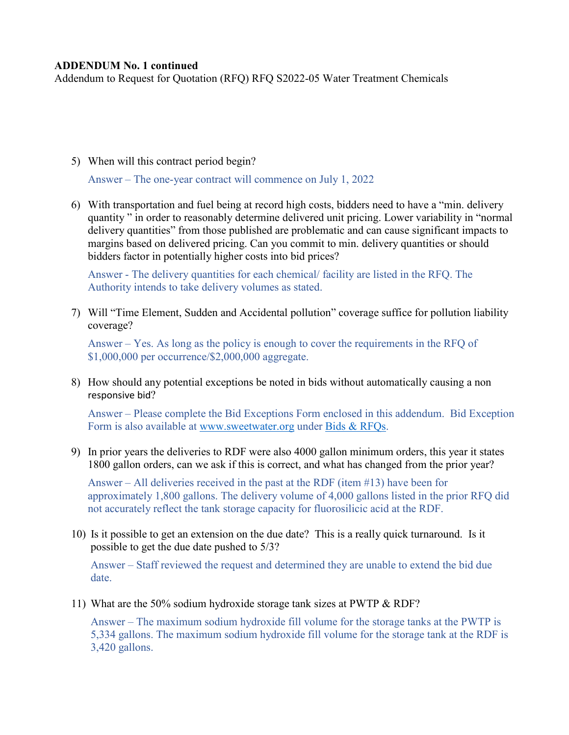**ADDENDUM No. 1 continued**

Addendum to Request for Quotation (RFQ) RFQ S2022-05 Water Treatment Chemicals

5) When will this contract period begin?

   Answer – The one-year contract will commence on July 1, 2022

6) With transportation and fuel being at record high costs, bidders need to have a "min. delivery quantity " in order to reasonably determine delivered unit pricing. Lower variability in "normal delivery quantities" from those published are problematic and can cause significant impacts to margins based on delivered pricing. Can you commit to min. delivery quantities or should bidders factor in potentially higher costs into bid prices?

   Answer - The delivery quantities for each chemical/ facility are listed in the RFQ. The Authority intends to take delivery volumes as stated.

7) Will "Time Element, Sudden and Accidental pollution" coverage suffice for pollution liability coverage?

   Answer – Yes. As long as the policy is enough to cover the requirements in the RFQ of $1,000,000 per occurrence/$2,000,000 aggregate.

8) How should any potential exceptions be noted in bids without automatically causing a non responsive bid?

   Answer – Please complete the Bid Exceptions Form enclosed in this addendum. Bid Exception Form is also available at www.sweetwater.org under Bids & RFQs.

9) In prior years the deliveries to RDF were also 4000 gallon minimum orders, this year it states 1800 gallon orders, can we ask if this is correct, and what has changed from the prior year?

   Answer – All deliveries received in the past at the RDF (item #13) have been for approximately 1,800 gallons. The delivery volume of 4,000 gallons listed in the prior RFQ did not accurately reflect the tank storage capacity for fluorosilicic acid at the RDF.

10) Is it possible to get an extension on the due date? This is a really quick turnaround. Is it possible to get the due date pushed to 5/3?

    Answer – Staff reviewed the request and determined they are unable to extend the bid due date.

11) What are the 50% sodium hydroxide storage tank sizes at PWTP & RDF?

    Answer – The maximum sodium hydroxide fill volume for the storage tanks at the PWTP is 5,334 gallons. The maximum sodium hydroxide fill volume for the storage tank at the RDF is 3,420 gallons.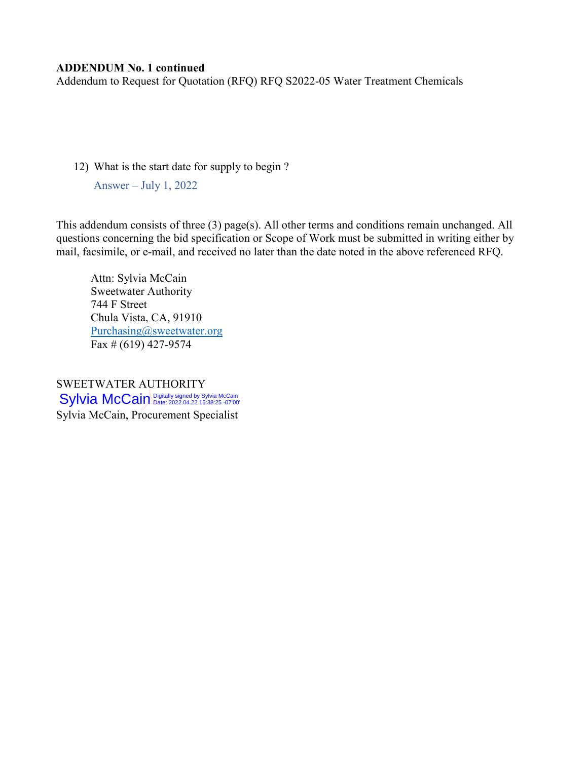**ADDENDUM No. 1 continued**

Addendum to Request for Quotation (RFQ) RFQ S2022-05 Water Treatment Chemicals

12) What is the start date for supply to begin ?

    Answer – July 1, 2022

This addendum consists of three (3) page(s). All other terms and conditions remain unchanged. All questions concerning the bid specification or Scope of Work must be submitted in writing either by mail, facsimile, or e-mail, and received no later than the date noted in the above referenced RFQ.

Attn: Sylvia McCain
Sweetwater Authority
744 F Street
Chula Vista, CA, 91910
Purchasing@sweetwater.org
Fax # (619) 427-9574

SWEETWATER AUTHORITY

Sylvia McCain Digitally signed by Sylvia McCain Date: 2022.04.22 15:38:25 -07'00'

Sylvia McCain, Procurement Specialist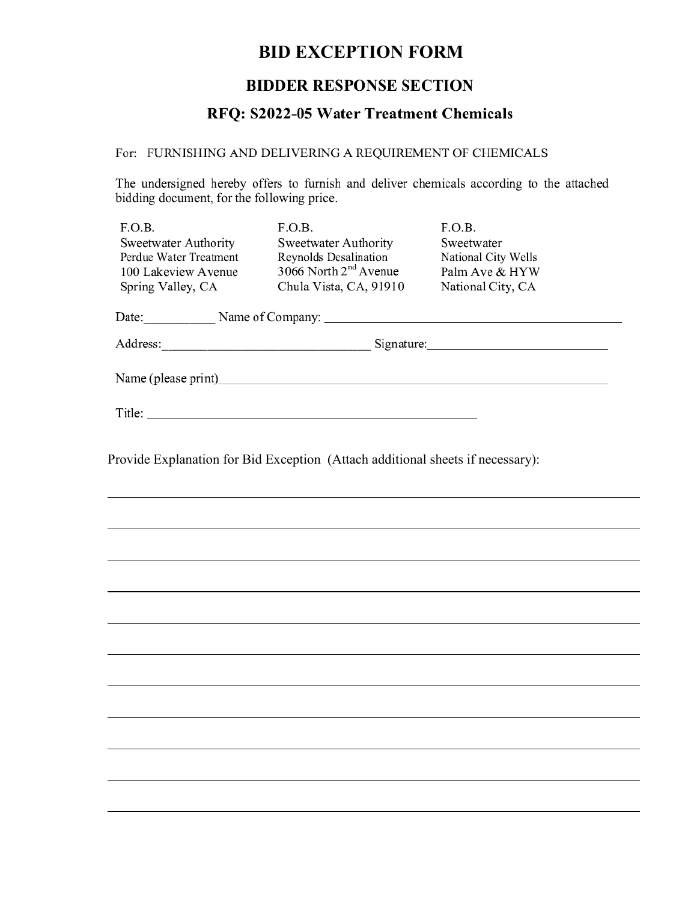# BID EXCEPTION FORM

## BIDDER RESPONSE SECTION

## RFQ: S2022-05 Water Treatment Chemicals

For: FURNISHING AND DELIVERING A REQUIREMENT OF CHEMICALS

The undersigned hereby offers to furnish and deliver chemicals according to the attached bidding document, for the following price.

| | | |
|---|---|---|
| F.O.B. | F.O.B. | F.O.B. |
| Sweetwater Authority | Sweetwater Authority | Sweetwater |
| Perdue Water Treatment | Reynolds Desalination | National City Wells |
| 100 Lakeview Avenue | 3066 North 2$^{nd}$ Avenue | Palm Ave & HYW |
| Spring Valley, CA | Chula Vista, CA, 91910 | National City, CA |

Date:__________ Name of Company: ____________________________________________

Address:______________________________ Signature:___________________________

Name (please print)____________________________________________________________

Title: ________________________________________________

Provide Explanation for Bid Exception (Attach additional sheets if necessary):

_______________________________________________________________________________

_______________________________________________________________________________

_______________________________________________________________________________

_______________________________________________________________________________

_______________________________________________________________________________

_______________________________________________________________________________

_______________________________________________________________________________

_______________________________________________________________________________

_______________________________________________________________________________

_______________________________________________________________________________

_______________________________________________________________________________